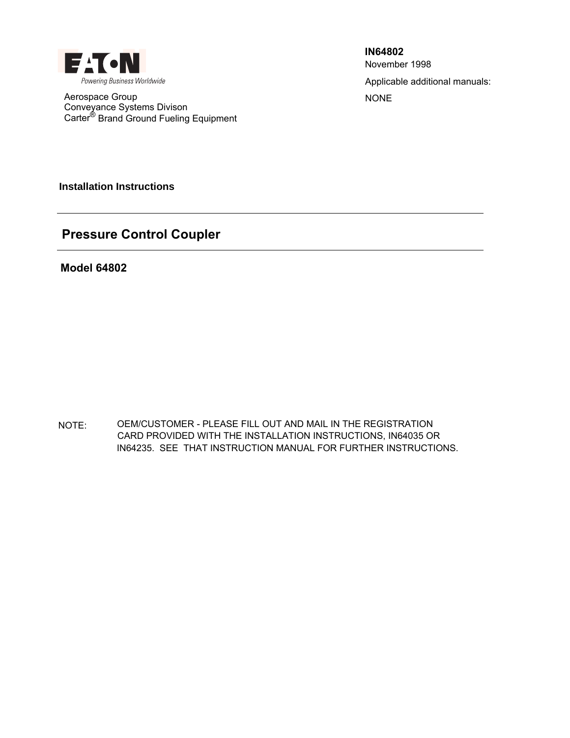EATON

Powering Business Worldwide

Aerospace Group
Conveyance Systems Divison
Carter® Brand Ground Fueling Equipment

**IN64802**
November 1998

Applicable additional manuals:

NONE

**Installation Instructions**

# Pressure Control Coupler

## Model 64802

NOTE: OEM/CUSTOMER - PLEASE FILL OUT AND MAIL IN THE REGISTRATION CARD PROVIDED WITH THE INSTALLATION INSTRUCTIONS, IN64035 OR IN64235. SEE THAT INSTRUCTION MANUAL FOR FURTHER INSTRUCTIONS.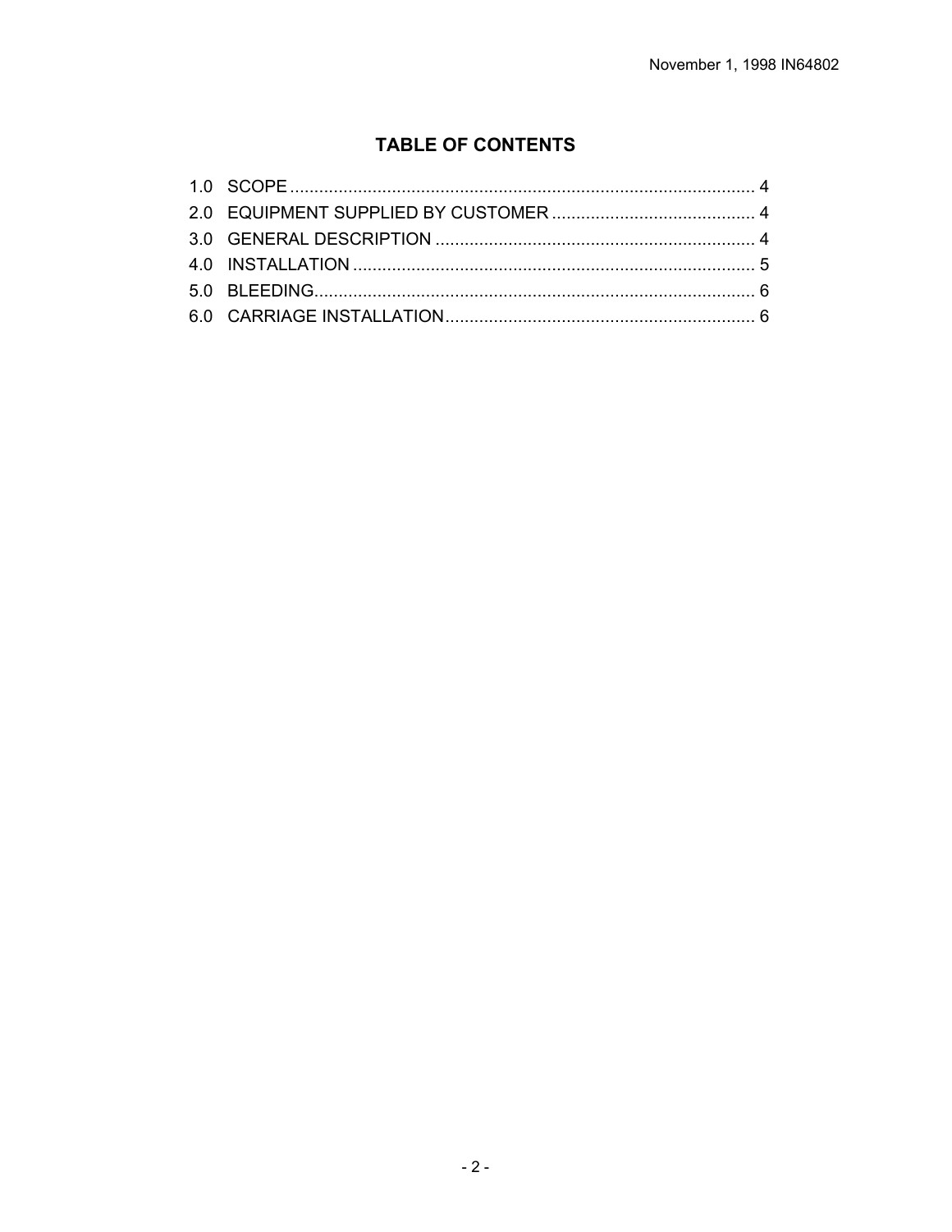# TABLE OF CONTENTS

1.0 SCOPE ................................................................................................ 4
2.0 EQUIPMENT SUPPLIED BY CUSTOMER .......................................... 4
3.0 GENERAL DESCRIPTION .................................................................. 4
4.0 INSTALLATION ................................................................................... 5
5.0 BLEEDING........................................................................................... 6
6.0 CARRIAGE INSTALLATION................................................................ 6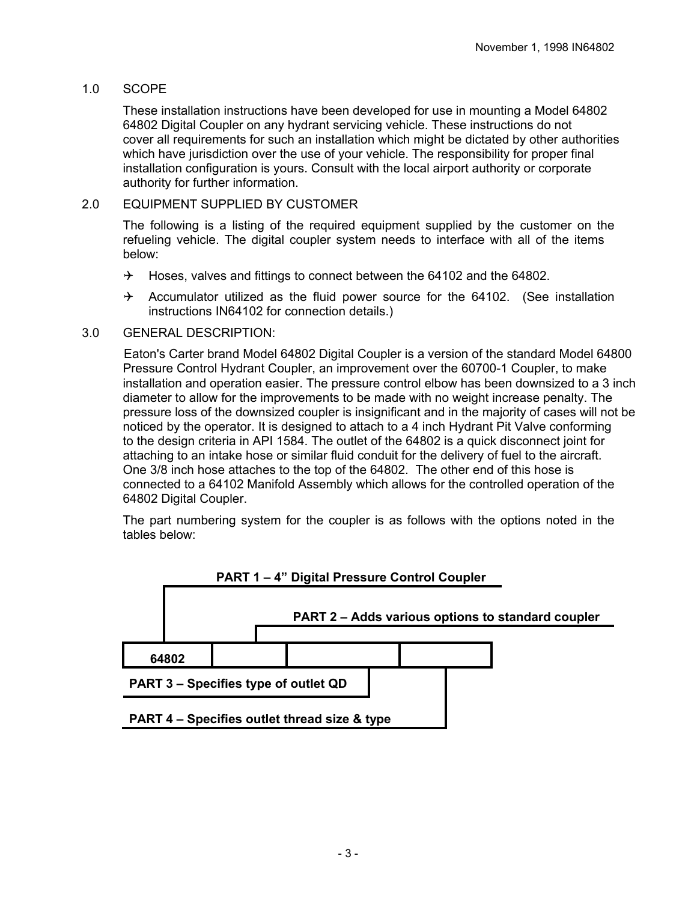## 1.0 SCOPE

These installation instructions have been developed for use in mounting a Model 64802 64802 Digital Coupler on any hydrant servicing vehicle. These instructions do not cover all requirements for such an installation which might be dictated by other authorities which have jurisdiction over the use of your vehicle. The responsibility for proper final installation configuration is yours. Consult with the local airport authority or corporate authority for further information.

## 2.0 EQUIPMENT SUPPLIED BY CUSTOMER

The following is a listing of the required equipment supplied by the customer on the refueling vehicle. The digital coupler system needs to interface with all of the items below:

- Hoses, valves and fittings to connect between the 64102 and the 64802.
- Accumulator utilized as the fluid power source for the 64102. (See installation instructions IN64102 for connection details.)

## 3.0 GENERAL DESCRIPTION:

Eaton's Carter brand Model 64802 Digital Coupler is a version of the standard Model 64800 Pressure Control Hydrant Coupler, an improvement over the 60700-1 Coupler, to make installation and operation easier. The pressure control elbow has been downsized to a 3 inch diameter to allow for the improvements to be made with no weight increase penalty. The pressure loss of the downsized coupler is insignificant and in the majority of cases will not be noticed by the operator. It is designed to attach to a 4 inch Hydrant Pit Valve conforming to the design criteria in API 1584. The outlet of the 64802 is a quick disconnect joint for attaching to an intake hose or similar fluid conduit for the delivery of fuel to the aircraft. One 3/8 inch hose attaches to the top of the 64802. The other end of this hose is connected to a 64102 Manifold Assembly which allows for the controlled operation of the 64802 Digital Coupler.

The part numbering system for the coupler is as follows with the options noted in the tables below:

**PART 1 – 4" Digital Pressure Control Coupler**

**PART 2 – Adds various options to standard coupler**

| 64802 | | | |
|---|---|---|---|

**PART 3 – Specifies type of outlet QD**

**PART 4 – Specifies outlet thread size & type**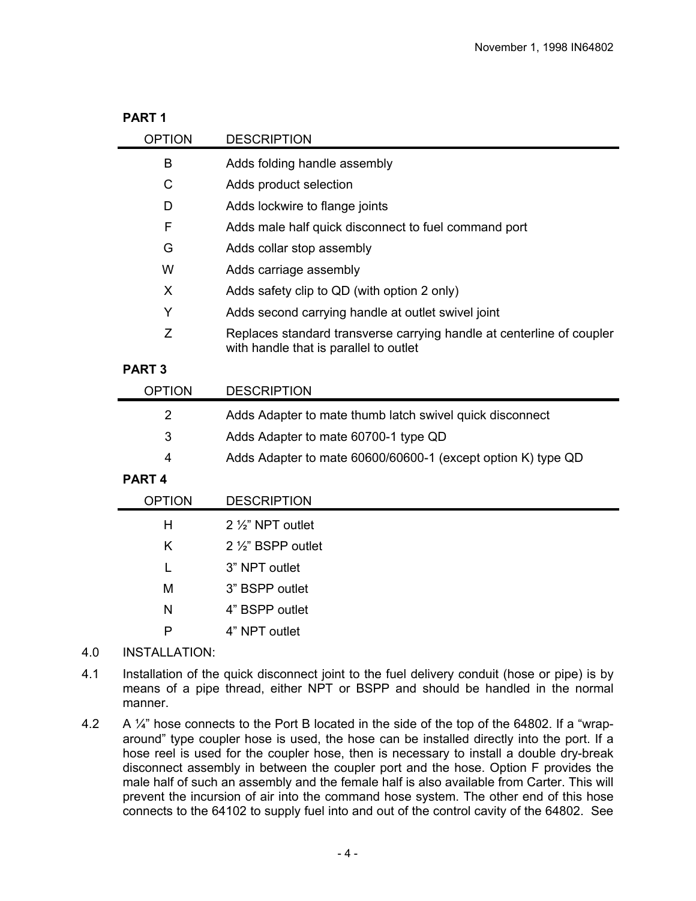**PART 1**

| OPTION | DESCRIPTION |
|---|---|
| B | Adds folding handle assembly |
| C | Adds product selection |
| D | Adds lockwire to flange joints |
| F | Adds male half quick disconnect to fuel command port |
| G | Adds collar stop assembly |
| W | Adds carriage assembly |
| X | Adds safety clip to QD (with option 2 only) |
| Y | Adds second carrying handle at outlet swivel joint |
| Z | Replaces standard transverse carrying handle at centerline of coupler with handle that is parallel to outlet |

**PART 3**

| OPTION | DESCRIPTION |
|---|---|
| 2 | Adds Adapter to mate thumb latch swivel quick disconnect |
| 3 | Adds Adapter to mate 60700-1 type QD |
| 4 | Adds Adapter to mate 60600/60600-1 (except option K) type QD |

**PART 4**

| OPTION | DESCRIPTION |
|---|---|
| H | 2 ½" NPT outlet |
| K | 2 ½" BSPP outlet |
| L | 3" NPT outlet |
| M | 3" BSPP outlet |
| N | 4" BSPP outlet |
| P | 4" NPT outlet |

4.0 INSTALLATION:

4.1 Installation of the quick disconnect joint to the fuel delivery conduit (hose or pipe) is by means of a pipe thread, either NPT or BSPP and should be handled in the normal manner.

4.2 A ¼" hose connects to the Port B located in the side of the top of the 64802. If a "wrap-around" type coupler hose is used, the hose can be installed directly into the port. If a hose reel is used for the coupler hose, then is necessary to install a double dry-break disconnect assembly in between the coupler port and the hose. Option F provides the male half of such an assembly and the female half is also available from Carter. This will prevent the incursion of air into the command hose system. The other end of this hose connects to the 64102 to supply fuel into and out of the control cavity of the 64802. See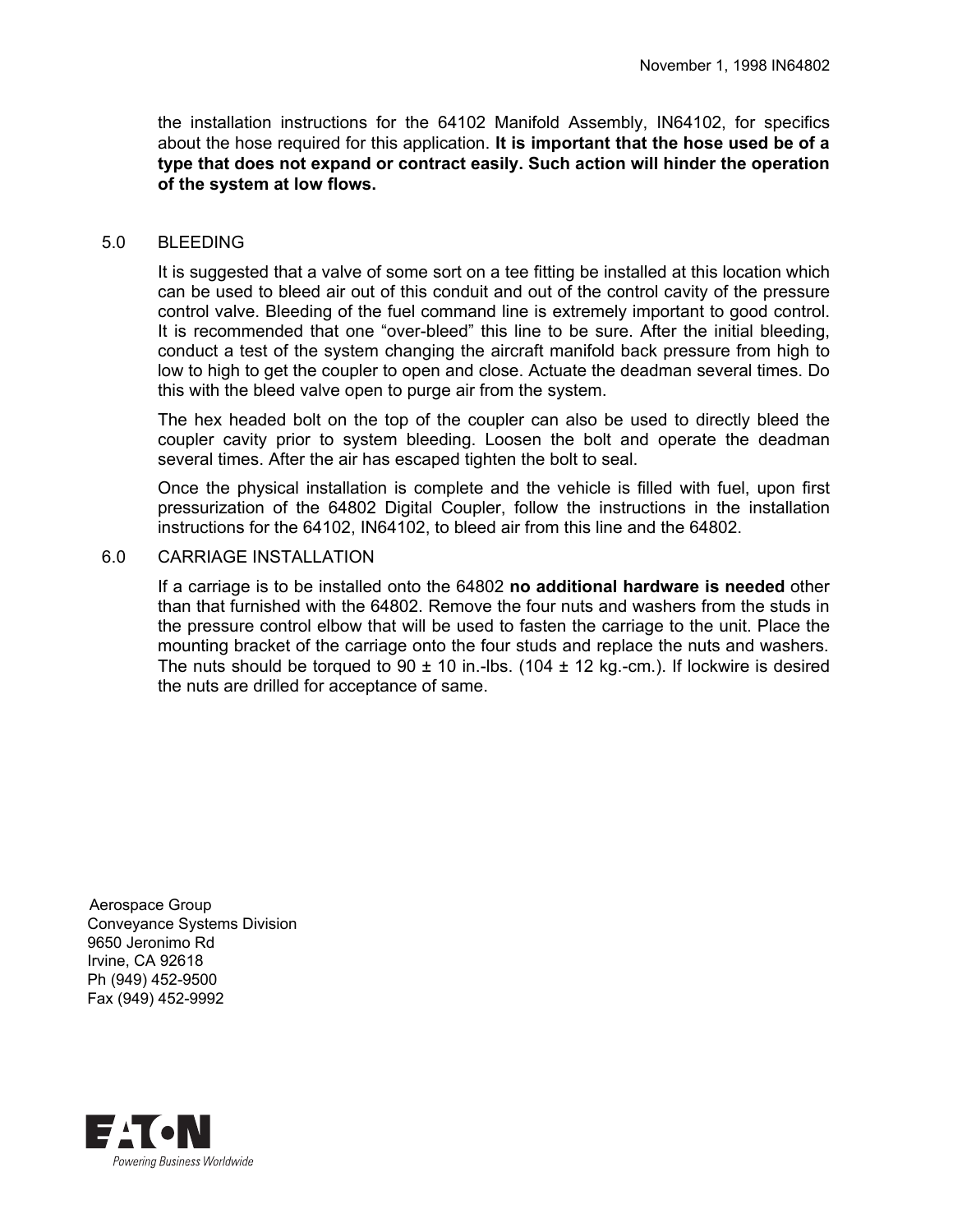the installation instructions for the 64102 Manifold Assembly, IN64102, for specifics about the hose required for this application. **It is important that the hose used be of a type that does not expand or contract easily. Such action will hinder the operation of the system at low flows.**

## 5.0 BLEEDING

It is suggested that a valve of some sort on a tee fitting be installed at this location which can be used to bleed air out of this conduit and out of the control cavity of the pressure control valve. Bleeding of the fuel command line is extremely important to good control. It is recommended that one “over-bleed” this line to be sure. After the initial bleeding, conduct a test of the system changing the aircraft manifold back pressure from high to low to high to get the coupler to open and close. Actuate the deadman several times. Do this with the bleed valve open to purge air from the system.

The hex headed bolt on the top of the coupler can also be used to directly bleed the coupler cavity prior to system bleeding. Loosen the bolt and operate the deadman several times. After the air has escaped tighten the bolt to seal.

Once the physical installation is complete and the vehicle is filled with fuel, upon first pressurization of the 64802 Digital Coupler, follow the instructions in the installation instructions for the 64102, IN64102, to bleed air from this line and the 64802.

## 6.0 CARRIAGE INSTALLATION

If a carriage is to be installed onto the 64802 **no additional hardware is needed** other than that furnished with the 64802. Remove the four nuts and washers from the studs in the pressure control elbow that will be used to fasten the carriage to the unit. Place the mounting bracket of the carriage onto the four studs and replace the nuts and washers. The nuts should be torqued to 90 ± 10 in.-lbs. (104 ± 12 kg.-cm.). If lockwire is desired the nuts are drilled for acceptance of same.

Aerospace Group
Conveyance Systems Division
9650 Jeronimo Rd
Irvine, CA 92618
Ph (949) 452-9500
Fax (949) 452-9992

EATON
*Powering Business Worldwide*